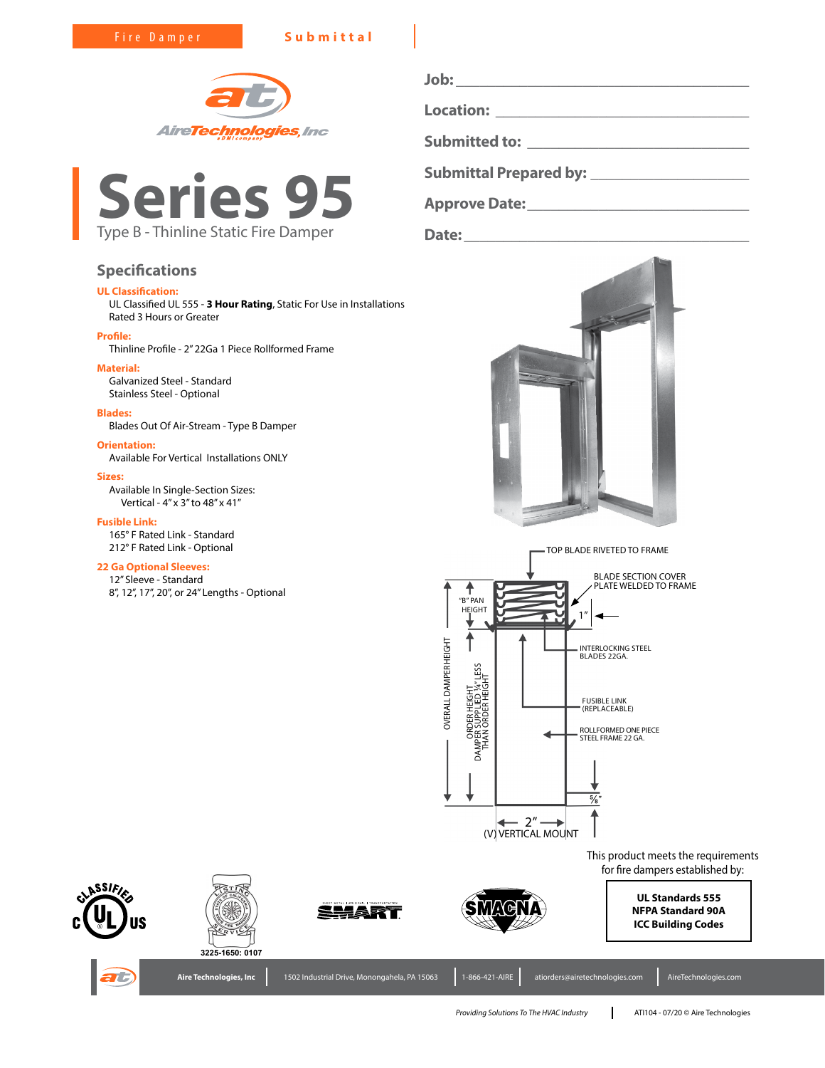Fire Damper **Submittal**

AireTechnologies, Inc

# Series 95

Type B - Thinline Static Fire Damper

**Job:** ______________________________

**Location:** ______________________________

**Submitted to:** ______________________________

**Submittal Prepared by:** ______________________________

**Approve Date:** ______________________________

**Date:** ______________________________

## Specifications

**UL Classification:**
UL Classified UL 555 - **3 Hour Rating**, Static For Use in Installations Rated 3 Hours or Greater

**Profile:**
Thinline Profile - 2" 22Ga 1 Piece Rollformed Frame

**Material:**
Galvanized Steel - Standard
Stainless Steel - Optional

**Blades:**
Blades Out Of Air-Stream - Type B Damper

**Orientation:**
Available For Vertical Installations ONLY

**Sizes:**
Available In Single-Section Sizes:
Vertical - 4" x 3" to 48" x 41"

**Fusible Link:**
165° F Rated Link - Standard
212° F Rated Link - Optional

**22 Ga Optional Sleeves:**
12" Sleeve - Standard
8", 12", 17", 20", or 24" Lengths - Optional

TOP BLADE RIVETED TO FRAME
BLADE SECTION COVER PLATE WELDED TO FRAME
"B" PAN HEIGHT
1"
INTERLOCKING STEEL BLADES 22GA.
FUSIBLE LINK (REPLACEABLE)
ROLLFORMED ONE PIECE STEEL FRAME 22 GA.
OVERALL DAMPER HEIGHT
ORDER HEIGHT
DAMPER SUPPLIED ¼" LESS THAN ORDER HEIGHT
⅝"
2"
(V) VERTICAL MOUNT

This product meets the requirements for fire dampers established by:

**UL Standards 555**
**NFPA Standard 90A**
**ICC Building Codes**

3225-1650: 0107

Aire Technologies, Inc | 1502 Industrial Drive, Monongahela, PA 15063 | 1-866-421-AIRE | atiorders@airetechnologies.com | AireTechnologies.com

*Providing Solutions To The HVAC Industry* | ATI104 - 07/20 © Aire Technologies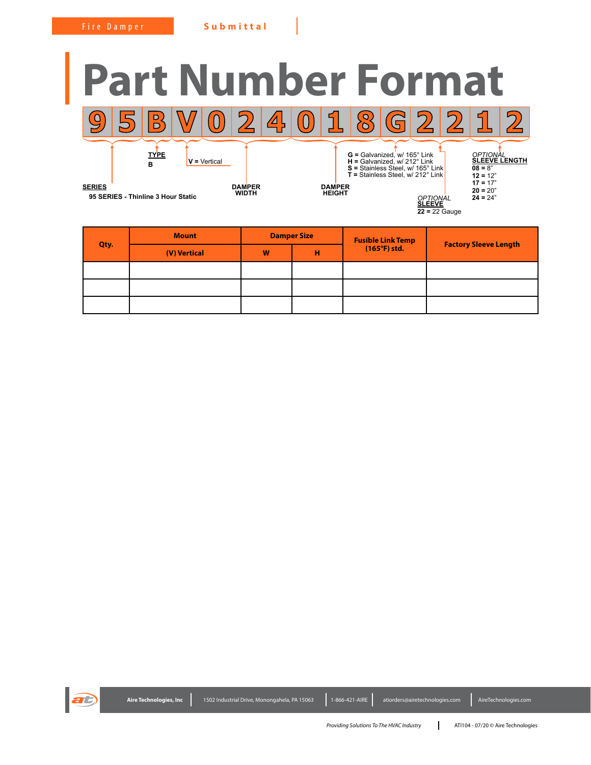# Part Number Format

**9 5 B V 0 2 4 0 1 8 G 2 2 1 2**

**SERIES**
95 SERIES - Thinline 3 Hour Static

**TYPE**
B

**V** = Vertical

**DAMPER WIDTH**

**DAMPER HEIGHT**

**G** = Galvanized, w/ 165° Link
**H** = Galvanized, w/ 212° Link
**S** = Stainless Steel, w/ 165° Link
**T** = Stainless Steel, w/ 212° Link

*OPTIONAL*
**SLEEVE**
**22** = 22 Gauge

*OPTIONAL*
**SLEEVE LENGTH**
**08** = 8"
**12** = 12"
**17** = 17"
**20** = 20"
**24** = 24"

| Qty. | Mount | Damper Size | | Fusible Link Temp (165°F) std. | Factory Sleeve Length |
|---|---|---|---|---|---|
| | (V) Vertical | W | H | | |
| | | | | | |
| | | | | | |
| | | | | | |